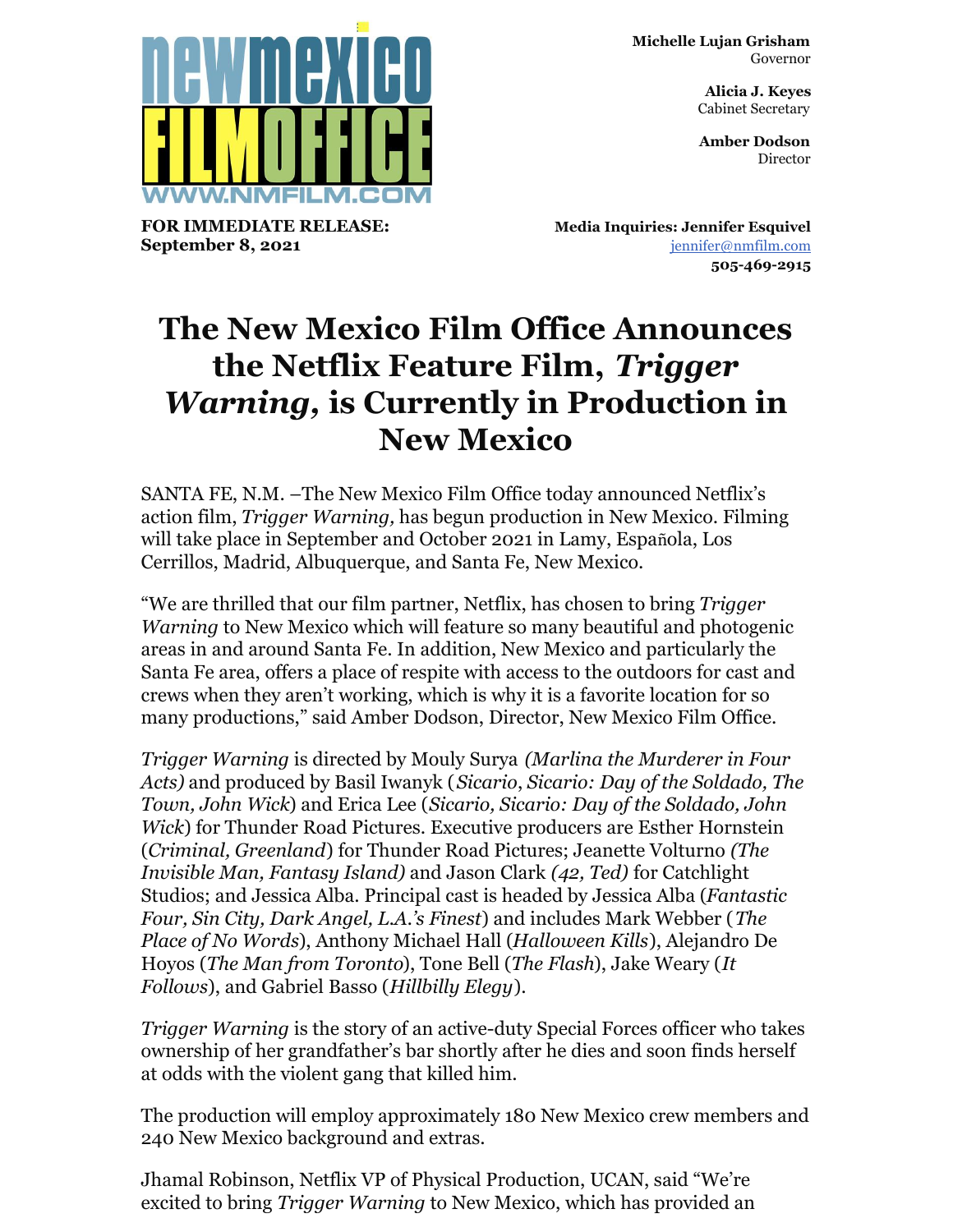newmexico FILMOFFICE
WWW.NMFILM.COM

**Michelle Lujan Grisham**
Governor

**Alicia J. Keyes**
Cabinet Secretary

**Amber Dodson**
Director

**FOR IMMEDIATE RELEASE:**
**September 8, 2021**

**Media Inquiries: Jennifer Esquivel**
jennifer@nmfilm.com
**505-469-2915**

# The New Mexico Film Office Announces the Netflix Feature Film, *Trigger Warning*, is Currently in Production in New Mexico

SANTA FE, N.M. –The New Mexico Film Office today announced Netflix's action film, *Trigger Warning,* has begun production in New Mexico. Filming will take place in September and October 2021 in Lamy, Española, Los Cerrillos, Madrid, Albuquerque, and Santa Fe, New Mexico.

"We are thrilled that our film partner, Netflix, has chosen to bring *Trigger Warning* to New Mexico which will feature so many beautiful and photogenic areas in and around Santa Fe. In addition, New Mexico and particularly the Santa Fe area, offers a place of respite with access to the outdoors for cast and crews when they aren't working, which is why it is a favorite location for so many productions," said Amber Dodson, Director, New Mexico Film Office.

*Trigger Warning* is directed by Mouly Surya *(Marlina the Murderer in Four Acts)* and produced by Basil Iwanyk (*Sicario*, *Sicario: Day of the Soldado, The Town, John Wick*) and Erica Lee (*Sicario, Sicario: Day of the Soldado, John Wick*) for Thunder Road Pictures. Executive producers are Esther Hornstein (*Criminal, Greenland*) for Thunder Road Pictures; Jeanette Volturno *(The Invisible Man, Fantasy Island)* and Jason Clark *(42, Ted)* for Catchlight Studios; and Jessica Alba. Principal cast is headed by Jessica Alba (*Fantastic Four, Sin City, Dark Angel, L.A.'s Finest*) and includes Mark Webber (*The Place of No Words*), Anthony Michael Hall (*Halloween Kills*), Alejandro De Hoyos (*The Man from Toronto*), Tone Bell (*The Flash*), Jake Weary (*It Follows*), and Gabriel Basso (*Hillbilly Elegy*).

*Trigger Warning* is the story of an active-duty Special Forces officer who takes ownership of her grandfather's bar shortly after he dies and soon finds herself at odds with the violent gang that killed him.

The production will employ approximately 180 New Mexico crew members and 240 New Mexico background and extras.

Jhamal Robinson, Netflix VP of Physical Production, UCAN, said "We're excited to bring *Trigger Warning* to New Mexico, which has provided an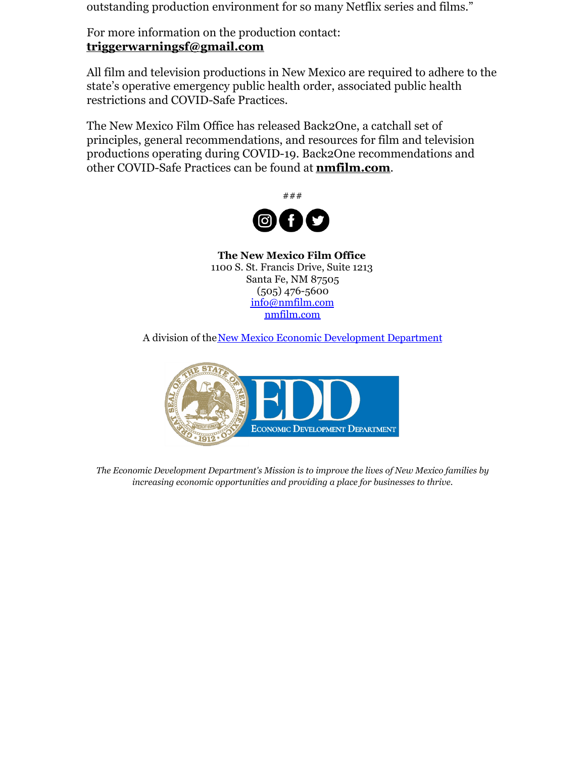outstanding production environment for so many Netflix series and films."

For more information on the production contact:
**triggerwarningsf@gmail.com**

All film and television productions in New Mexico are required to adhere to the state's operative emergency public health order, associated public health restrictions and COVID-Safe Practices.

The New Mexico Film Office has released Back2One, a catchall set of principles, general recommendations, and resources for film and television productions operating during COVID-19. Back2One recommendations and other COVID-Safe Practices can be found at **nmfilm.com**.

###

**The New Mexico Film Office**
1100 S. St. Francis Drive, Suite 1213
Santa Fe, NM 87505
(505) 476-5600
info@nmfilm.com
nmfilm.com

A division of the New Mexico Economic Development Department

*The Economic Development Department's Mission is to improve the lives of New Mexico families by increasing economic opportunities and providing a place for businesses to thrive.*